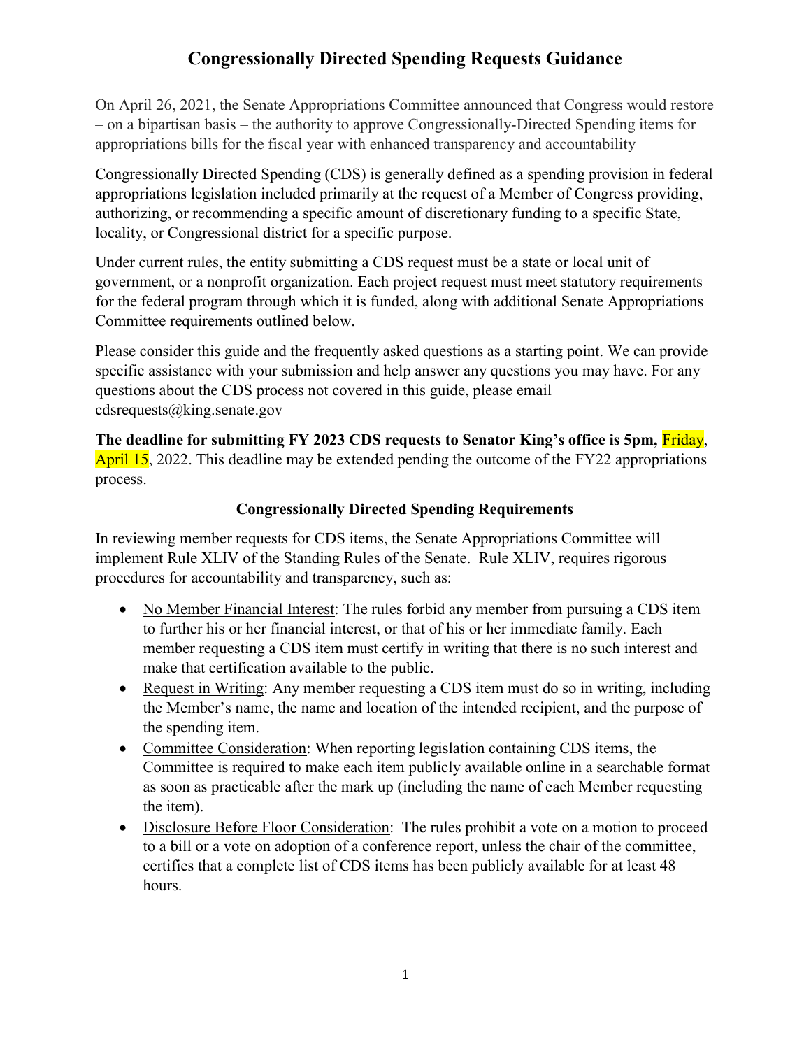# Congressionally Directed Spending Requests Guidance

On April 26, 2021, the Senate Appropriations Committee announced that Congress would restore – on a bipartisan basis – the authority to approve Congressionally-Directed Spending items for appropriations bills for the fiscal year with enhanced transparency and accountability

Congressionally Directed Spending (CDS) is generally defined as a spending provision in federal appropriations legislation included primarily at the request of a Member of Congress providing, authorizing, or recommending a specific amount of discretionary funding to a specific State, locality, or Congressional district for a specific purpose.

Under current rules, the entity submitting a CDS request must be a state or local unit of government, or a nonprofit organization. Each project request must meet statutory requirements for the federal program through which it is funded, along with additional Senate Appropriations Committee requirements outlined below.

Please consider this guide and the frequently asked questions as a starting point. We can provide specific assistance with your submission and help answer any questions you may have. For any questions about the CDS process not covered in this guide, please email cdsrequests@king.senate.gov

**The deadline for submitting FY 2023 CDS requests to Senator King's office is 5pm,** Friday, April 15, 2022. This deadline may be extended pending the outcome of the FY22 appropriations process.

## Congressionally Directed Spending Requirements

In reviewing member requests for CDS items, the Senate Appropriations Committee will implement Rule XLIV of the Standing Rules of the Senate. Rule XLIV, requires rigorous procedures for accountability and transparency, such as:

- No Member Financial Interest: The rules forbid any member from pursuing a CDS item to further his or her financial interest, or that of his or her immediate family. Each member requesting a CDS item must certify in writing that there is no such interest and make that certification available to the public.
- Request in Writing: Any member requesting a CDS item must do so in writing, including the Member's name, the name and location of the intended recipient, and the purpose of the spending item.
- Committee Consideration: When reporting legislation containing CDS items, the Committee is required to make each item publicly available online in a searchable format as soon as practicable after the mark up (including the name of each Member requesting the item).
- Disclosure Before Floor Consideration: The rules prohibit a vote on a motion to proceed to a bill or a vote on adoption of a conference report, unless the chair of the committee, certifies that a complete list of CDS items has been publicly available for at least 48 hours.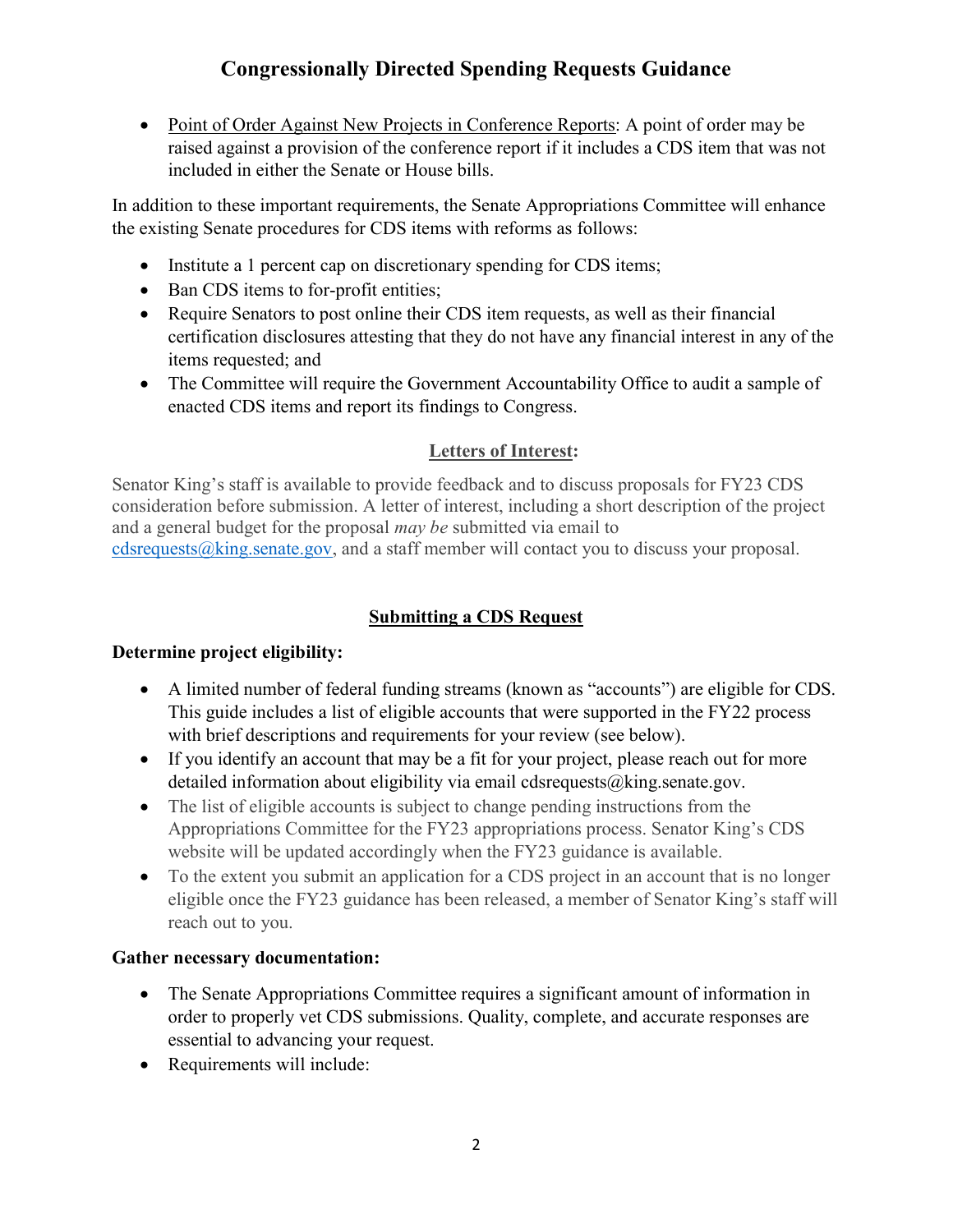# Congressionally Directed Spending Requests Guidance

- Point of Order Against New Projects in Conference Reports: A point of order may be raised against a provision of the conference report if it includes a CDS item that was not included in either the Senate or House bills.

In addition to these important requirements, the Senate Appropriations Committee will enhance the existing Senate procedures for CDS items with reforms as follows:

- Institute a 1 percent cap on discretionary spending for CDS items;
- Ban CDS items to for-profit entities;
- Require Senators to post online their CDS item requests, as well as their financial certification disclosures attesting that they do not have any financial interest in any of the items requested; and
- The Committee will require the Government Accountability Office to audit a sample of enacted CDS items and report its findings to Congress.

## Letters of Interest:

Senator King's staff is available to provide feedback and to discuss proposals for FY23 CDS consideration before submission. A letter of interest, including a short description of the project and a general budget for the proposal *may be* submitted via email to cdsrequests@king.senate.gov, and a staff member will contact you to discuss your proposal.

## Submitting a CDS Request

**Determine project eligibility:**

- A limited number of federal funding streams (known as "accounts") are eligible for CDS. This guide includes a list of eligible accounts that were supported in the FY22 process with brief descriptions and requirements for your review (see below).
- If you identify an account that may be a fit for your project, please reach out for more detailed information about eligibility via email cdsrequests@king.senate.gov.
- The list of eligible accounts is subject to change pending instructions from the Appropriations Committee for the FY23 appropriations process. Senator King's CDS website will be updated accordingly when the FY23 guidance is available.
- To the extent you submit an application for a CDS project in an account that is no longer eligible once the FY23 guidance has been released, a member of Senator King's staff will reach out to you.

**Gather necessary documentation:**

- The Senate Appropriations Committee requires a significant amount of information in order to properly vet CDS submissions. Quality, complete, and accurate responses are essential to advancing your request.
- Requirements will include: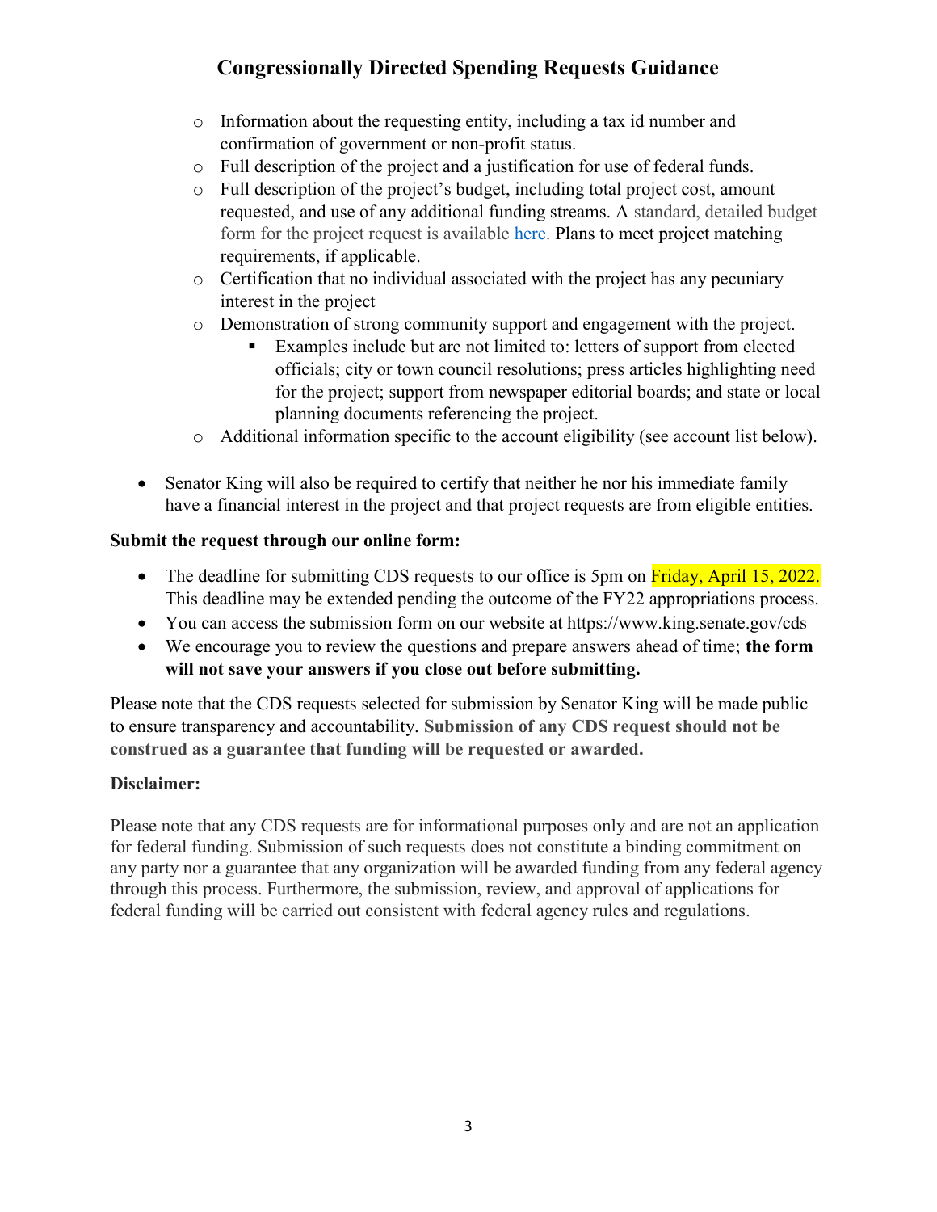- Information about the requesting entity, including a tax id number and confirmation of government or non-profit status.
  - Full description of the project and a justification for use of federal funds.
  - Full description of the project's budget, including total project cost, amount requested, and use of any additional funding streams. A standard, detailed budget form for the project request is available here. Plans to meet project matching requirements, if applicable.
  - Certification that no individual associated with the project has any pecuniary interest in the project
  - Demonstration of strong community support and engagement with the project.
    - Examples include but are not limited to: letters of support from elected officials; city or town council resolutions; press articles highlighting need for the project; support from newspaper editorial boards; and state or local planning documents referencing the project.
  - Additional information specific to the account eligibility (see account list below).

- Senator King will also be required to certify that neither he nor his immediate family have a financial interest in the project and that project requests are from eligible entities.

**Submit the request through our online form:**

- The deadline for submitting CDS requests to our office is 5pm on Friday, April 15, 2022. This deadline may be extended pending the outcome of the FY22 appropriations process.
- You can access the submission form on our website at https://www.king.senate.gov/cds
- We encourage you to review the questions and prepare answers ahead of time; **the form will not save your answers if you close out before submitting.**

Please note that the CDS requests selected for submission by Senator King will be made public to ensure transparency and accountability. **Submission of any CDS request should not be construed as a guarantee that funding will be requested or awarded.**

**Disclaimer:**

Please note that any CDS requests are for informational purposes only and are not an application for federal funding. Submission of such requests does not constitute a binding commitment on any party nor a guarantee that any organization will be awarded funding from any federal agency through this process. Furthermore, the submission, review, and approval of applications for federal funding will be carried out consistent with federal agency rules and regulations.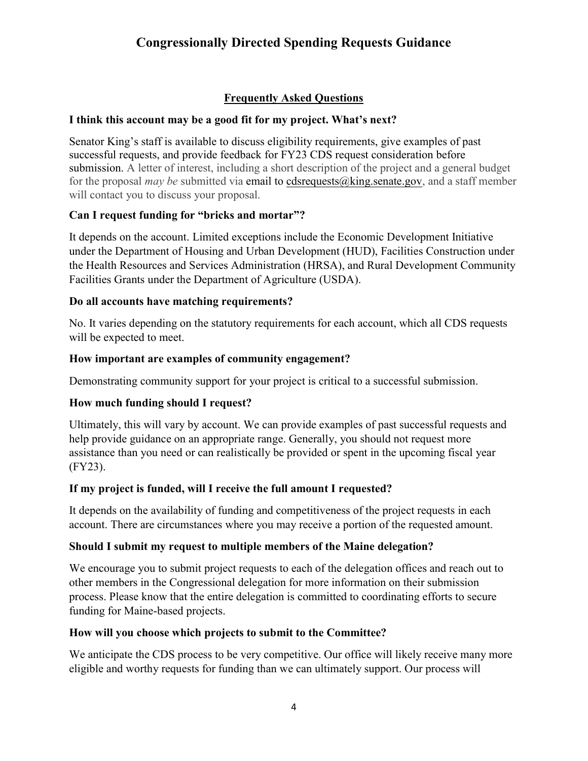# Congressionally Directed Spending Requests Guidance

## Frequently Asked Questions

### I think this account may be a good fit for my project. What's next?

Senator King's staff is available to discuss eligibility requirements, give examples of past successful requests, and provide feedback for FY23 CDS request consideration before submission. A letter of interest, including a short description of the project and a general budget for the proposal *may be* submitted via email to cdsrequests@king.senate.gov, and a staff member will contact you to discuss your proposal.

### Can I request funding for "bricks and mortar"?

It depends on the account. Limited exceptions include the Economic Development Initiative under the Department of Housing and Urban Development (HUD), Facilities Construction under the Health Resources and Services Administration (HRSA), and Rural Development Community Facilities Grants under the Department of Agriculture (USDA).

### Do all accounts have matching requirements?

No. It varies depending on the statutory requirements for each account, which all CDS requests will be expected to meet.

### How important are examples of community engagement?

Demonstrating community support for your project is critical to a successful submission.

### How much funding should I request?

Ultimately, this will vary by account. We can provide examples of past successful requests and help provide guidance on an appropriate range. Generally, you should not request more assistance than you need or can realistically be provided or spent in the upcoming fiscal year (FY23).

### If my project is funded, will I receive the full amount I requested?

It depends on the availability of funding and competitiveness of the project requests in each account. There are circumstances where you may receive a portion of the requested amount.

### Should I submit my request to multiple members of the Maine delegation?

We encourage you to submit project requests to each of the delegation offices and reach out to other members in the Congressional delegation for more information on their submission process. Please know that the entire delegation is committed to coordinating efforts to secure funding for Maine-based projects.

### How will you choose which projects to submit to the Committee?

We anticipate the CDS process to be very competitive. Our office will likely receive many more eligible and worthy requests for funding than we can ultimately support. Our process will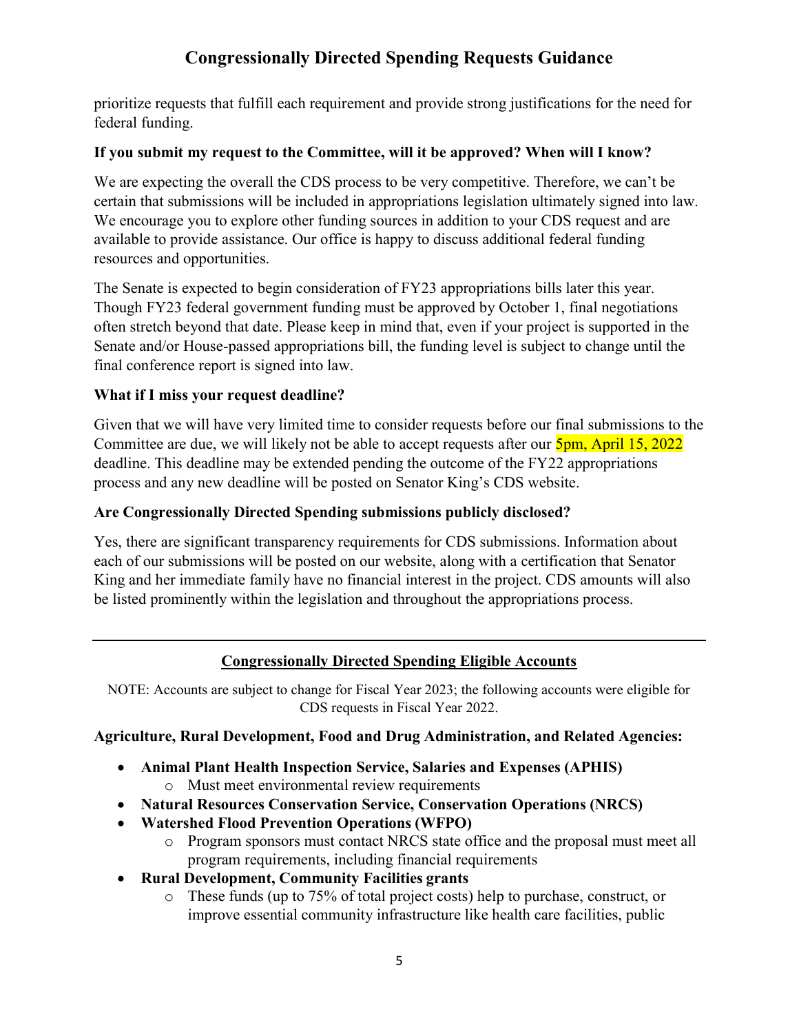prioritize requests that fulfill each requirement and provide strong justifications for the need for federal funding.

**If you submit my request to the Committee, will it be approved? When will I know?**

We are expecting the overall the CDS process to be very competitive. Therefore, we can't be certain that submissions will be included in appropriations legislation ultimately signed into law. We encourage you to explore other funding sources in addition to your CDS request and are available to provide assistance. Our office is happy to discuss additional federal funding resources and opportunities.

The Senate is expected to begin consideration of FY23 appropriations bills later this year. Though FY23 federal government funding must be approved by October 1, final negotiations often stretch beyond that date. Please keep in mind that, even if your project is supported in the Senate and/or House-passed appropriations bill, the funding level is subject to change until the final conference report is signed into law.

**What if I miss your request deadline?**

Given that we will have very limited time to consider requests before our final submissions to the Committee are due, we will likely not be able to accept requests after our 5pm, April 15, 2022 deadline. This deadline may be extended pending the outcome of the FY22 appropriations process and any new deadline will be posted on Senator King's CDS website.

**Are Congressionally Directed Spending submissions publicly disclosed?**

Yes, there are significant transparency requirements for CDS submissions. Information about each of our submissions will be posted on our website, along with a certification that Senator King and her immediate family have no financial interest in the project. CDS amounts will also be listed prominently within the legislation and throughout the appropriations process.

---

## Congressionally Directed Spending Eligible Accounts

NOTE: Accounts are subject to change for Fiscal Year 2023; the following accounts were eligible for CDS requests in Fiscal Year 2022.

**Agriculture, Rural Development, Food and Drug Administration, and Related Agencies:**

- **Animal Plant Health Inspection Service, Salaries and Expenses (APHIS)**
  - Must meet environmental review requirements
- **Natural Resources Conservation Service, Conservation Operations (NRCS)**
- **Watershed Flood Prevention Operations (WFPO)**
  - Program sponsors must contact NRCS state office and the proposal must meet all program requirements, including financial requirements
- **Rural Development, Community Facilities grants**
  - These funds (up to 75% of total project costs) help to purchase, construct, or improve essential community infrastructure like health care facilities, public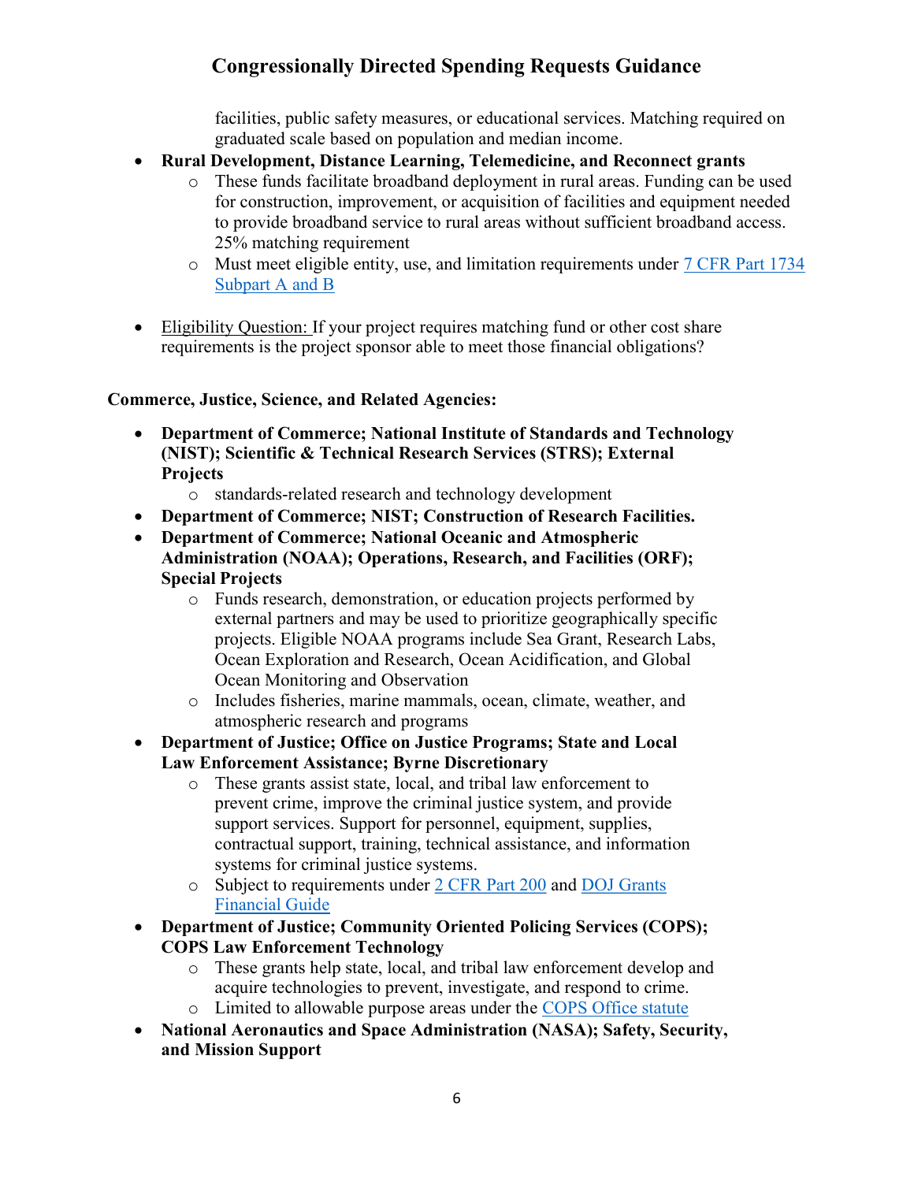facilities, public safety measures, or educational services. Matching required on graduated scale based on population and median income.

- **Rural Development, Distance Learning, Telemedicine, and Reconnect grants**
    - These funds facilitate broadband deployment in rural areas. Funding can be used for construction, improvement, or acquisition of facilities and equipment needed to provide broadband service to rural areas without sufficient broadband access. 25% matching requirement
    - Must meet eligible entity, use, and limitation requirements under 7 CFR Part 1734 Subpart A and B

- Eligibility Question: If your project requires matching fund or other cost share requirements is the project sponsor able to meet those financial obligations?

**Commerce, Justice, Science, and Related Agencies:**

- **Department of Commerce; National Institute of Standards and Technology (NIST); Scientific & Technical Research Services (STRS); External Projects**
    - standards-related research and technology development
- **Department of Commerce; NIST; Construction of Research Facilities.**
- **Department of Commerce; National Oceanic and Atmospheric Administration (NOAA); Operations, Research, and Facilities (ORF); Special Projects**
    - Funds research, demonstration, or education projects performed by external partners and may be used to prioritize geographically specific projects. Eligible NOAA programs include Sea Grant, Research Labs, Ocean Exploration and Research, Ocean Acidification, and Global Ocean Monitoring and Observation
    - Includes fisheries, marine mammals, ocean, climate, weather, and atmospheric research and programs
- **Department of Justice; Office on Justice Programs; State and Local Law Enforcement Assistance; Byrne Discretionary**
    - These grants assist state, local, and tribal law enforcement to prevent crime, improve the criminal justice system, and provide support services. Support for personnel, equipment, supplies, contractual support, training, technical assistance, and information systems for criminal justice systems.
    - Subject to requirements under 2 CFR Part 200 and DOJ Grants Financial Guide
- **Department of Justice; Community Oriented Policing Services (COPS); COPS Law Enforcement Technology**
    - These grants help state, local, and tribal law enforcement develop and acquire technologies to prevent, investigate, and respond to crime.
    - Limited to allowable purpose areas under the COPS Office statute
- **National Aeronautics and Space Administration (NASA); Safety, Security, and Mission Support**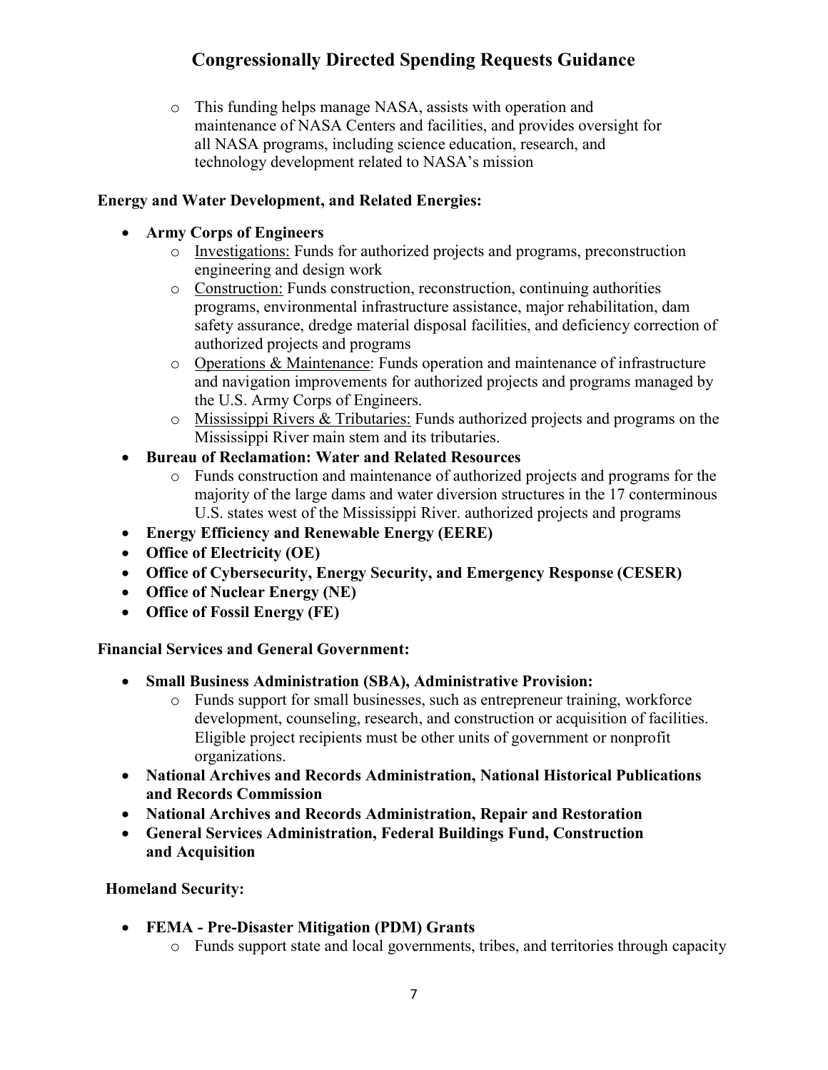- This funding helps manage NASA, assists with operation and maintenance of NASA Centers and facilities, and provides oversight for all NASA programs, including science education, research, and technology development related to NASA's mission

**Energy and Water Development, and Related Energies:**

- **Army Corps of Engineers**
  - Investigations: Funds for authorized projects and programs, preconstruction engineering and design work
  - Construction: Funds construction, reconstruction, continuing authorities programs, environmental infrastructure assistance, major rehabilitation, dam safety assurance, dredge material disposal facilities, and deficiency correction of authorized projects and programs
  - Operations & Maintenance: Funds operation and maintenance of infrastructure and navigation improvements for authorized projects and programs managed by the U.S. Army Corps of Engineers.
  - Mississippi Rivers & Tributaries: Funds authorized projects and programs on the Mississippi River main stem and its tributaries.
- **Bureau of Reclamation: Water and Related Resources**
  - Funds construction and maintenance of authorized projects and programs for the majority of the large dams and water diversion structures in the 17 conterminous U.S. states west of the Mississippi River. authorized projects and programs
- **Energy Efficiency and Renewable Energy (EERE)**
- **Office of Electricity (OE)**
- **Office of Cybersecurity, Energy Security, and Emergency Response (CESER)**
- **Office of Nuclear Energy (NE)**
- **Office of Fossil Energy (FE)**

**Financial Services and General Government:**

- **Small Business Administration (SBA), Administrative Provision:**
  - Funds support for small businesses, such as entrepreneur training, workforce development, counseling, research, and construction or acquisition of facilities. Eligible project recipients must be other units of government or nonprofit organizations.
- **National Archives and Records Administration, National Historical Publications and Records Commission**
- **National Archives and Records Administration, Repair and Restoration**
- **General Services Administration, Federal Buildings Fund, Construction and Acquisition**

**Homeland Security:**

- **FEMA - Pre-Disaster Mitigation (PDM) Grants**
  - Funds support state and local governments, tribes, and territories through capacity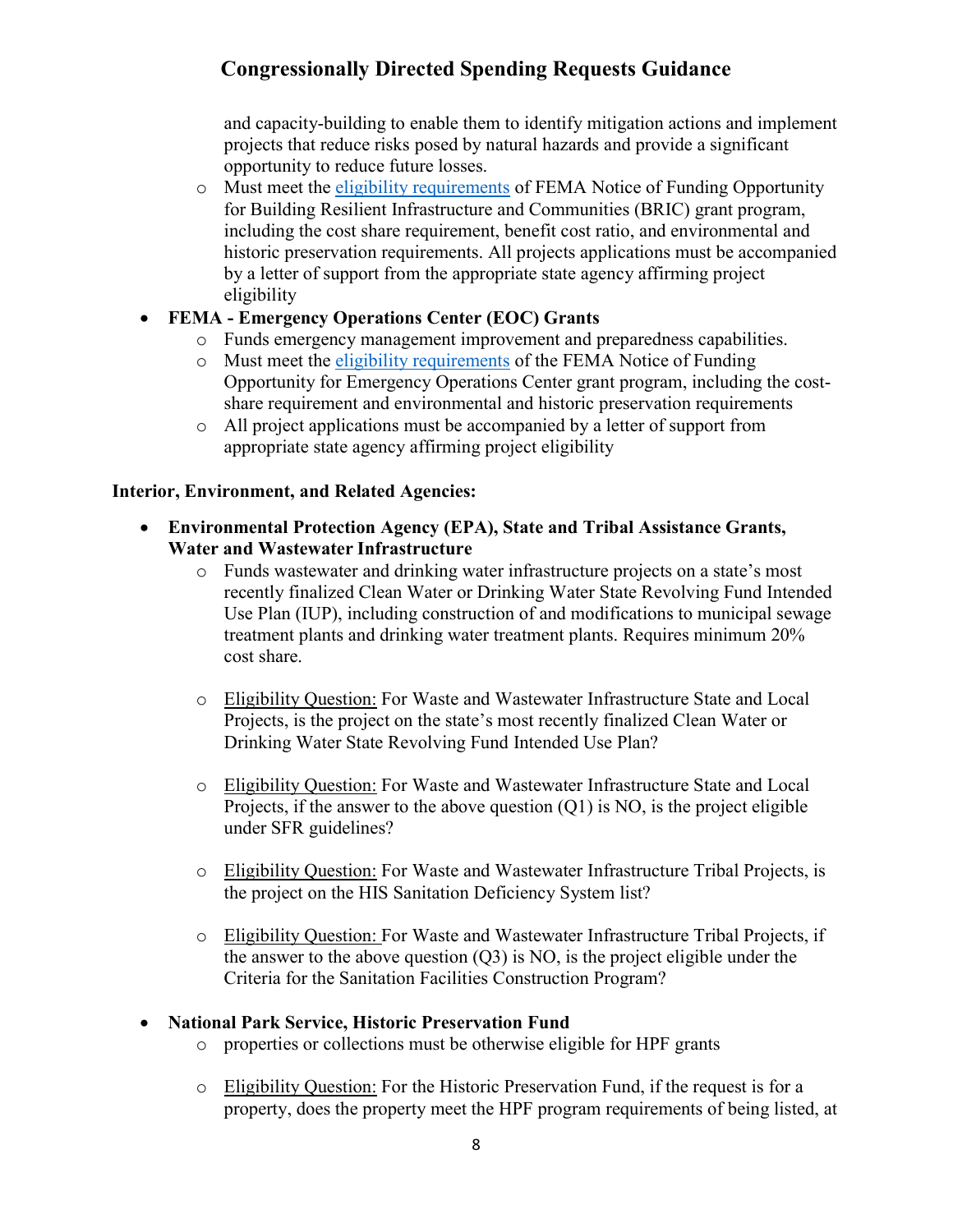and capacity-building to enable them to identify mitigation actions and implement projects that reduce risks posed by natural hazards and provide a significant opportunity to reduce future losses.

- Must meet the eligibility requirements of FEMA Notice of Funding Opportunity for Building Resilient Infrastructure and Communities (BRIC) grant program, including the cost share requirement, benefit cost ratio, and environmental and historic preservation requirements. All projects applications must be accompanied by a letter of support from the appropriate state agency affirming project eligibility

- **FEMA - Emergency Operations Center (EOC) Grants**
    - Funds emergency management improvement and preparedness capabilities.
    - Must meet the eligibility requirements of the FEMA Notice of Funding Opportunity for Emergency Operations Center grant program, including the cost-share requirement and environmental and historic preservation requirements
    - All project applications must be accompanied by a letter of support from appropriate state agency affirming project eligibility

**Interior, Environment, and Related Agencies:**

- **Environmental Protection Agency (EPA), State and Tribal Assistance Grants, Water and Wastewater Infrastructure**
    - Funds wastewater and drinking water infrastructure projects on a state's most recently finalized Clean Water or Drinking Water State Revolving Fund Intended Use Plan (IUP), including construction of and modifications to municipal sewage treatment plants and drinking water treatment plants. Requires minimum 20% cost share.
    - Eligibility Question: For Waste and Wastewater Infrastructure State and Local Projects, is the project on the state's most recently finalized Clean Water or Drinking Water State Revolving Fund Intended Use Plan?
    - Eligibility Question: For Waste and Wastewater Infrastructure State and Local Projects, if the answer to the above question (Q1) is NO, is the project eligible under SFR guidelines?
    - Eligibility Question: For Waste and Wastewater Infrastructure Tribal Projects, is the project on the HIS Sanitation Deficiency System list?
    - Eligibility Question: For Waste and Wastewater Infrastructure Tribal Projects, if the answer to the above question (Q3) is NO, is the project eligible under the Criteria for the Sanitation Facilities Construction Program?

- **National Park Service, Historic Preservation Fund**
    - properties or collections must be otherwise eligible for HPF grants
    - Eligibility Question: For the Historic Preservation Fund, if the request is for a property, does the property meet the HPF program requirements of being listed, at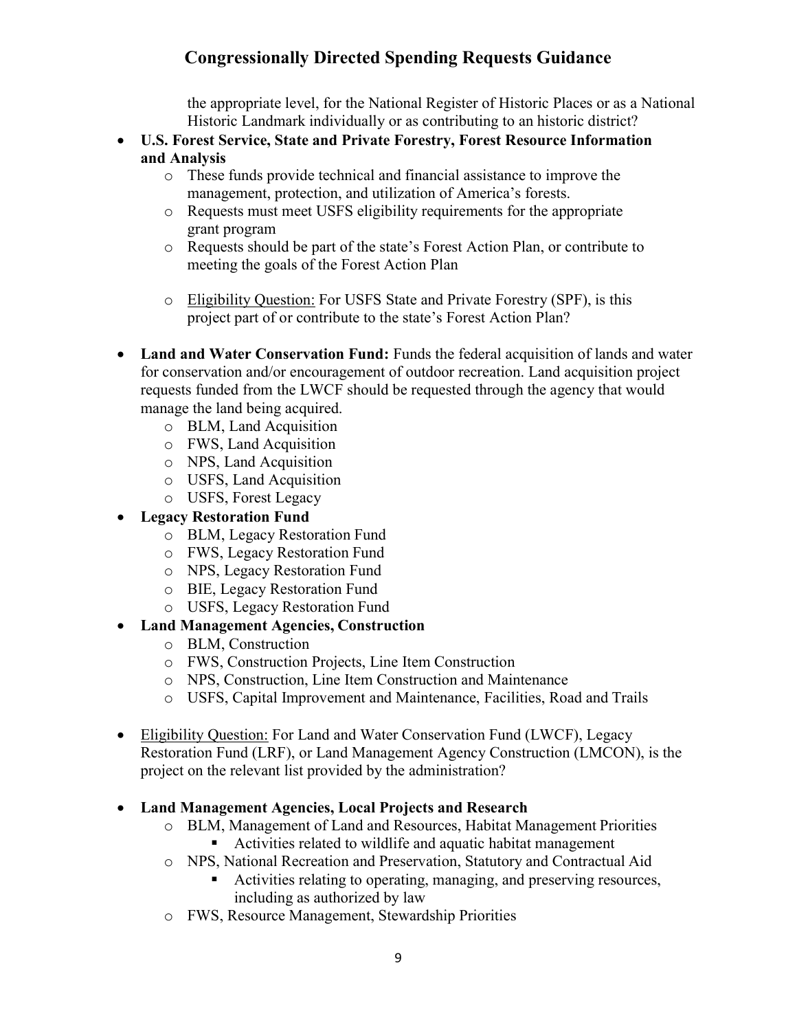the appropriate level, for the National Register of Historic Places or as a National Historic Landmark individually or as contributing to an historic district?

- **U.S. Forest Service, State and Private Forestry, Forest Resource Information and Analysis**
  - These funds provide technical and financial assistance to improve the management, protection, and utilization of America's forests.
  - Requests must meet USFS eligibility requirements for the appropriate grant program
  - Requests should be part of the state's Forest Action Plan, or contribute to meeting the goals of the Forest Action Plan
  - <u>Eligibility Question:</u> For USFS State and Private Forestry (SPF), is this project part of or contribute to the state's Forest Action Plan?

- **Land and Water Conservation Fund:** Funds the federal acquisition of lands and water for conservation and/or encouragement of outdoor recreation. Land acquisition project requests funded from the LWCF should be requested through the agency that would manage the land being acquired.
  - BLM, Land Acquisition
  - FWS, Land Acquisition
  - NPS, Land Acquisition
  - USFS, Land Acquisition
  - USFS, Forest Legacy
- **Legacy Restoration Fund**
  - BLM, Legacy Restoration Fund
  - FWS, Legacy Restoration Fund
  - NPS, Legacy Restoration Fund
  - BIE, Legacy Restoration Fund
  - USFS, Legacy Restoration Fund
- **Land Management Agencies, Construction**
  - BLM, Construction
  - FWS, Construction Projects, Line Item Construction
  - NPS, Construction, Line Item Construction and Maintenance
  - USFS, Capital Improvement and Maintenance, Facilities, Road and Trails

- <u>Eligibility Question:</u> For Land and Water Conservation Fund (LWCF), Legacy Restoration Fund (LRF), or Land Management Agency Construction (LMCON), is the project on the relevant list provided by the administration?

- **Land Management Agencies, Local Projects and Research**
  - BLM, Management of Land and Resources, Habitat Management Priorities
    - Activities related to wildlife and aquatic habitat management
  - NPS, National Recreation and Preservation, Statutory and Contractual Aid
    - Activities relating to operating, managing, and preserving resources, including as authorized by law
  - FWS, Resource Management, Stewardship Priorities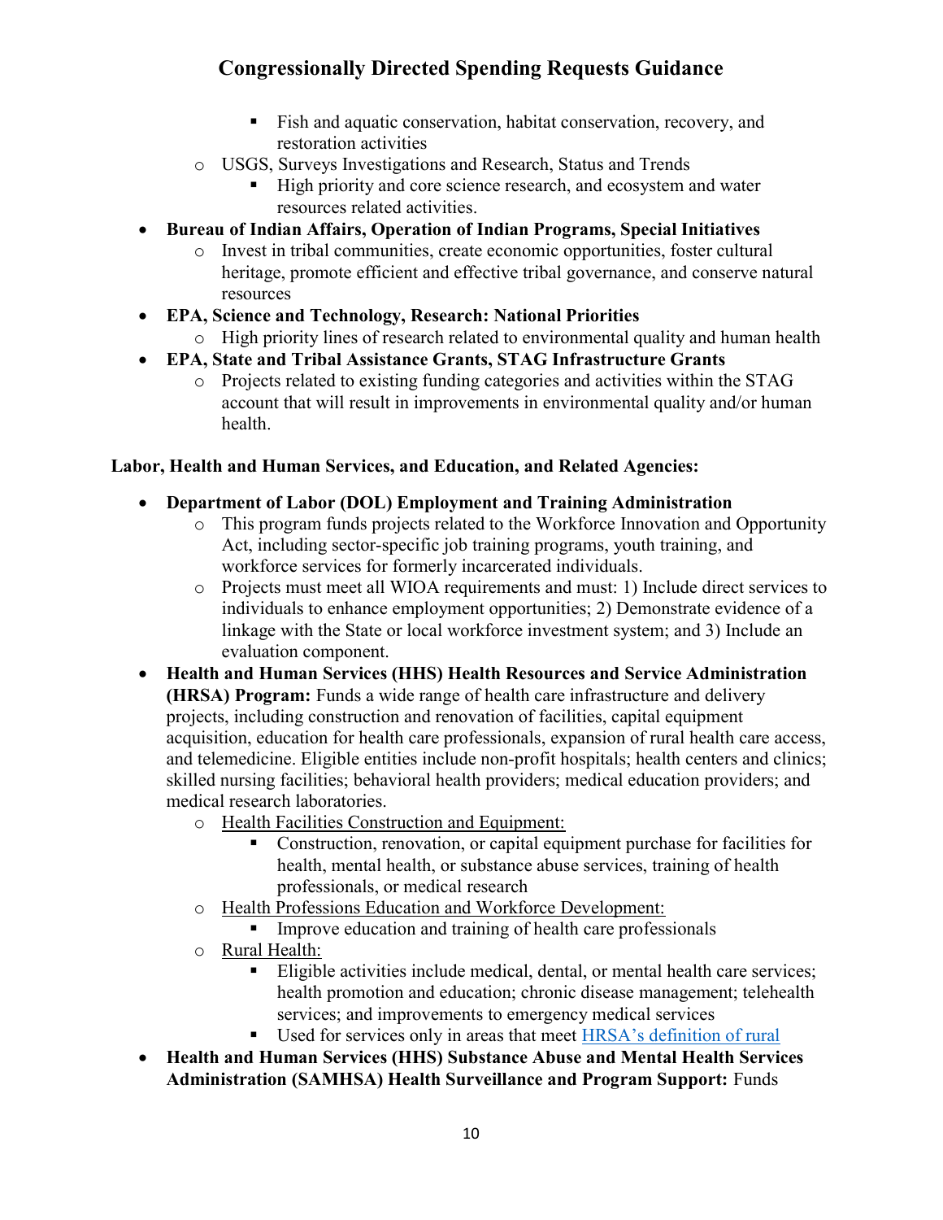- Fish and aquatic conservation, habitat conservation, recovery, and restoration activities
    - USGS, Surveys Investigations and Research, Status and Trends
        - High priority and core science research, and ecosystem and water resources related activities.
- **Bureau of Indian Affairs, Operation of Indian Programs, Special Initiatives**
    - Invest in tribal communities, create economic opportunities, foster cultural heritage, promote efficient and effective tribal governance, and conserve natural resources
- **EPA, Science and Technology, Research: National Priorities**
    - High priority lines of research related to environmental quality and human health
- **EPA, State and Tribal Assistance Grants, STAG Infrastructure Grants**
    - Projects related to existing funding categories and activities within the STAG account that will result in improvements in environmental quality and/or human health.

**Labor, Health and Human Services, and Education, and Related Agencies:**

- **Department of Labor (DOL) Employment and Training Administration**
    - This program funds projects related to the Workforce Innovation and Opportunity Act, including sector-specific job training programs, youth training, and workforce services for formerly incarcerated individuals.
    - Projects must meet all WIOA requirements and must: 1) Include direct services to individuals to enhance employment opportunities; 2) Demonstrate evidence of a linkage with the State or local workforce investment system; and 3) Include an evaluation component.
- **Health and Human Services (HHS) Health Resources and Service Administration (HRSA) Program:** Funds a wide range of health care infrastructure and delivery projects, including construction and renovation of facilities, capital equipment acquisition, education for health care professionals, expansion of rural health care access, and telemedicine. Eligible entities include non-profit hospitals; health centers and clinics; skilled nursing facilities; behavioral health providers; medical education providers; and medical research laboratories.
    - <u>Health Facilities Construction and Equipment:</u>
        - Construction, renovation, or capital equipment purchase for facilities for health, mental health, or substance abuse services, training of health professionals, or medical research
    - <u>Health Professions Education and Workforce Development:</u>
        - Improve education and training of health care professionals
    - <u>Rural Health:</u>
        - Eligible activities include medical, dental, or mental health care services; health promotion and education; chronic disease management; telehealth services; and improvements to emergency medical services
        - Used for services only in areas that meet HRSA's definition of rural
- **Health and Human Services (HHS) Substance Abuse and Mental Health Services Administration (SAMHSA) Health Surveillance and Program Support:** Funds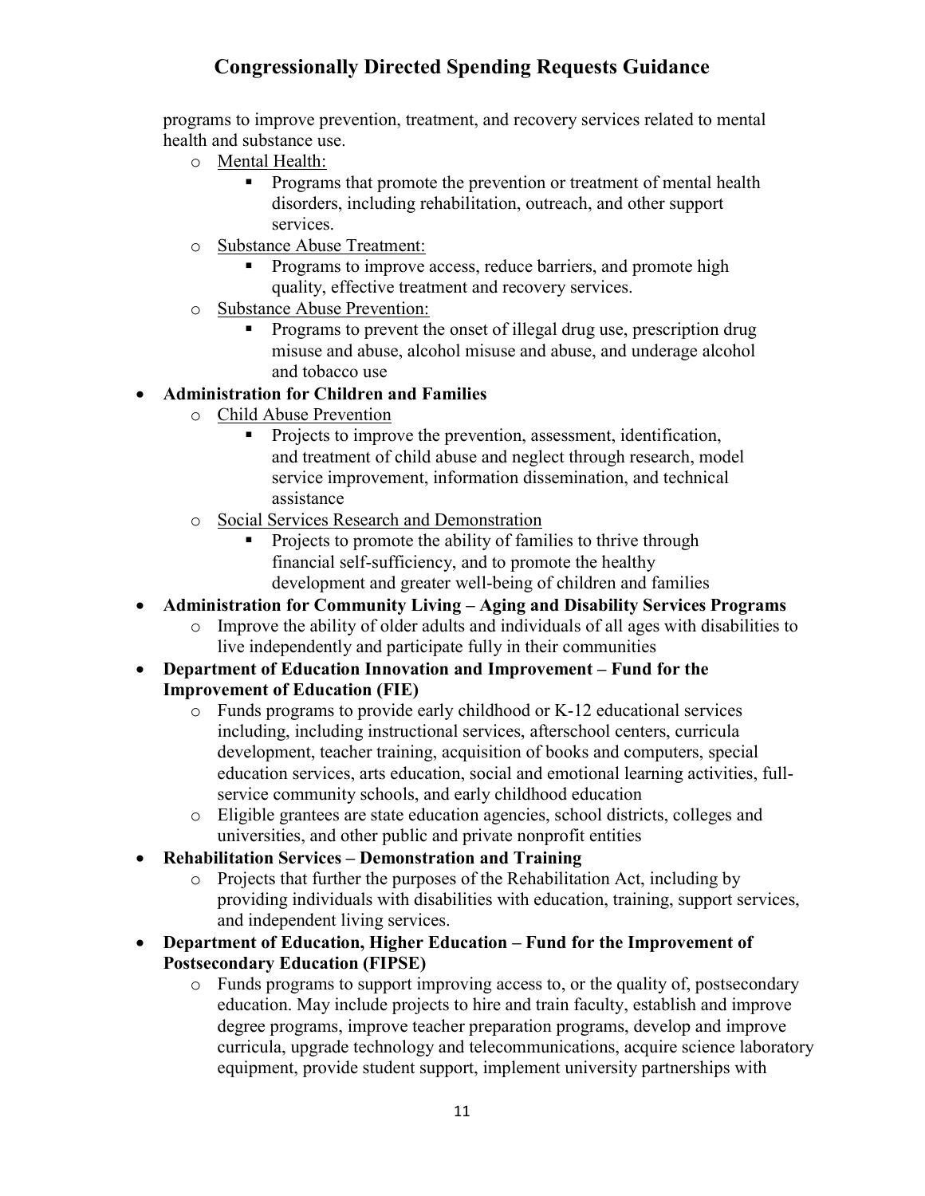programs to improve prevention, treatment, and recovery services related to mental health and substance use.

- Mental Health:
  - Programs that promote the prevention or treatment of mental health disorders, including rehabilitation, outreach, and other support services.
- Substance Abuse Treatment:
  - Programs to improve access, reduce barriers, and promote high quality, effective treatment and recovery services.
- Substance Abuse Prevention:
  - Programs to prevent the onset of illegal drug use, prescription drug misuse and abuse, alcohol misuse and abuse, and underage alcohol and tobacco use

- **Administration for Children and Families**
  - Child Abuse Prevention
    - Projects to improve the prevention, assessment, identification, and treatment of child abuse and neglect through research, model service improvement, information dissemination, and technical assistance
  - Social Services Research and Demonstration
    - Projects to promote the ability of families to thrive through financial self-sufficiency, and to promote the healthy development and greater well-being of children and families
- **Administration for Community Living – Aging and Disability Services Programs**
  - Improve the ability of older adults and individuals of all ages with disabilities to live independently and participate fully in their communities
- **Department of Education Innovation and Improvement – Fund for the Improvement of Education (FIE)**
  - Funds programs to provide early childhood or K-12 educational services including, including instructional services, afterschool centers, curricula development, teacher training, acquisition of books and computers, special education services, arts education, social and emotional learning activities, full-service community schools, and early childhood education
  - Eligible grantees are state education agencies, school districts, colleges and universities, and other public and private nonprofit entities
- **Rehabilitation Services – Demonstration and Training**
  - Projects that further the purposes of the Rehabilitation Act, including by providing individuals with disabilities with education, training, support services, and independent living services.
- **Department of Education, Higher Education – Fund for the Improvement of Postsecondary Education (FIPSE)**
  - Funds programs to support improving access to, or the quality of, postsecondary education. May include projects to hire and train faculty, establish and improve degree programs, improve teacher preparation programs, develop and improve curricula, upgrade technology and telecommunications, acquire science laboratory equipment, provide student support, implement university partnerships with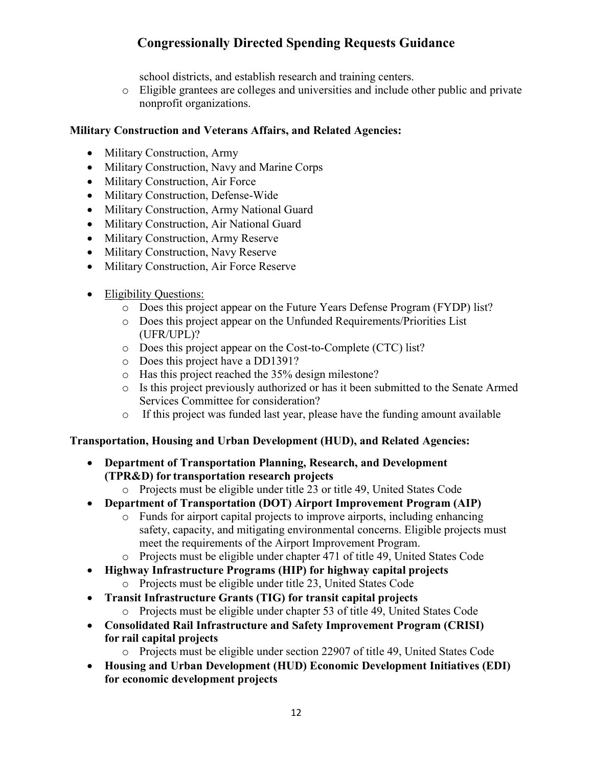school districts, and establish research and training centers.
  - Eligible grantees are colleges and universities and include other public and private nonprofit organizations.

**Military Construction and Veterans Affairs, and Related Agencies:**

- Military Construction, Army
- Military Construction, Navy and Marine Corps
- Military Construction, Air Force
- Military Construction, Defense-Wide
- Military Construction, Army National Guard
- Military Construction, Air National Guard
- Military Construction, Army Reserve
- Military Construction, Navy Reserve
- Military Construction, Air Force Reserve

- <u>Eligibility Questions:</u>
  - Does this project appear on the Future Years Defense Program (FYDP) list?
  - Does this project appear on the Unfunded Requirements/Priorities List (UFR/UPL)?
  - Does this project appear on the Cost-to-Complete (CTC) list?
  - Does this project have a DD1391?
  - Has this project reached the 35% design milestone?
  - Is this project previously authorized or has it been submitted to the Senate Armed Services Committee for consideration?
  - If this project was funded last year, please have the funding amount available

**Transportation, Housing and Urban Development (HUD), and Related Agencies:**

- **Department of Transportation Planning, Research, and Development (TPR&D) for transportation research projects**
  - Projects must be eligible under title 23 or title 49, United States Code
- **Department of Transportation (DOT) Airport Improvement Program (AIP)**
  - Funds for airport capital projects to improve airports, including enhancing safety, capacity, and mitigating environmental concerns. Eligible projects must meet the requirements of the Airport Improvement Program.
  - Projects must be eligible under chapter 471 of title 49, United States Code
- **Highway Infrastructure Programs (HIP) for highway capital projects**
  - Projects must be eligible under title 23, United States Code
- **Transit Infrastructure Grants (TIG) for transit capital projects**
  - Projects must be eligible under chapter 53 of title 49, United States Code
- **Consolidated Rail Infrastructure and Safety Improvement Program (CRISI) for rail capital projects**
  - Projects must be eligible under section 22907 of title 49, United States Code
- **Housing and Urban Development (HUD) Economic Development Initiatives (EDI) for economic development projects**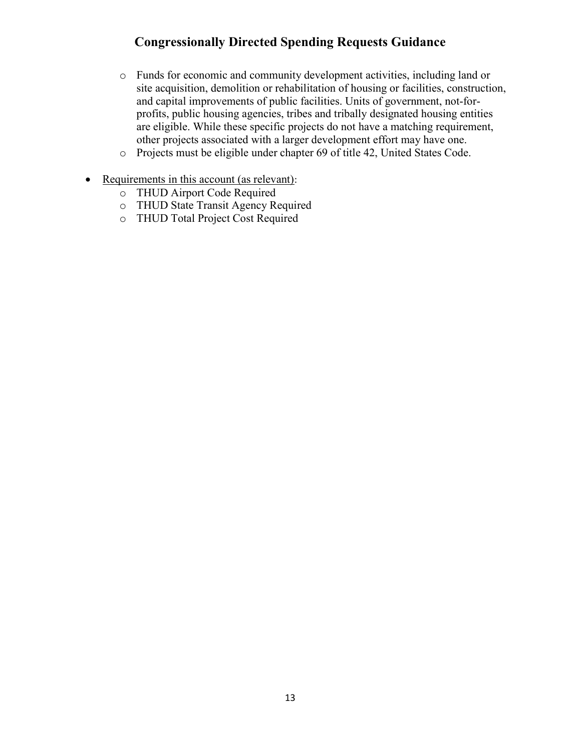- Funds for economic and community development activities, including land or site acquisition, demolition or rehabilitation of housing or facilities, construction, and capital improvements of public facilities. Units of government, not-for-profits, public housing agencies, tribes and tribally designated housing entities are eligible. While these specific projects do not have a matching requirement, other projects associated with a larger development effort may have one.
  - Projects must be eligible under chapter 69 of title 42, United States Code.

- Requirements in this account (as relevant):
  - THUD Airport Code Required
  - THUD State Transit Agency Required
  - THUD Total Project Cost Required